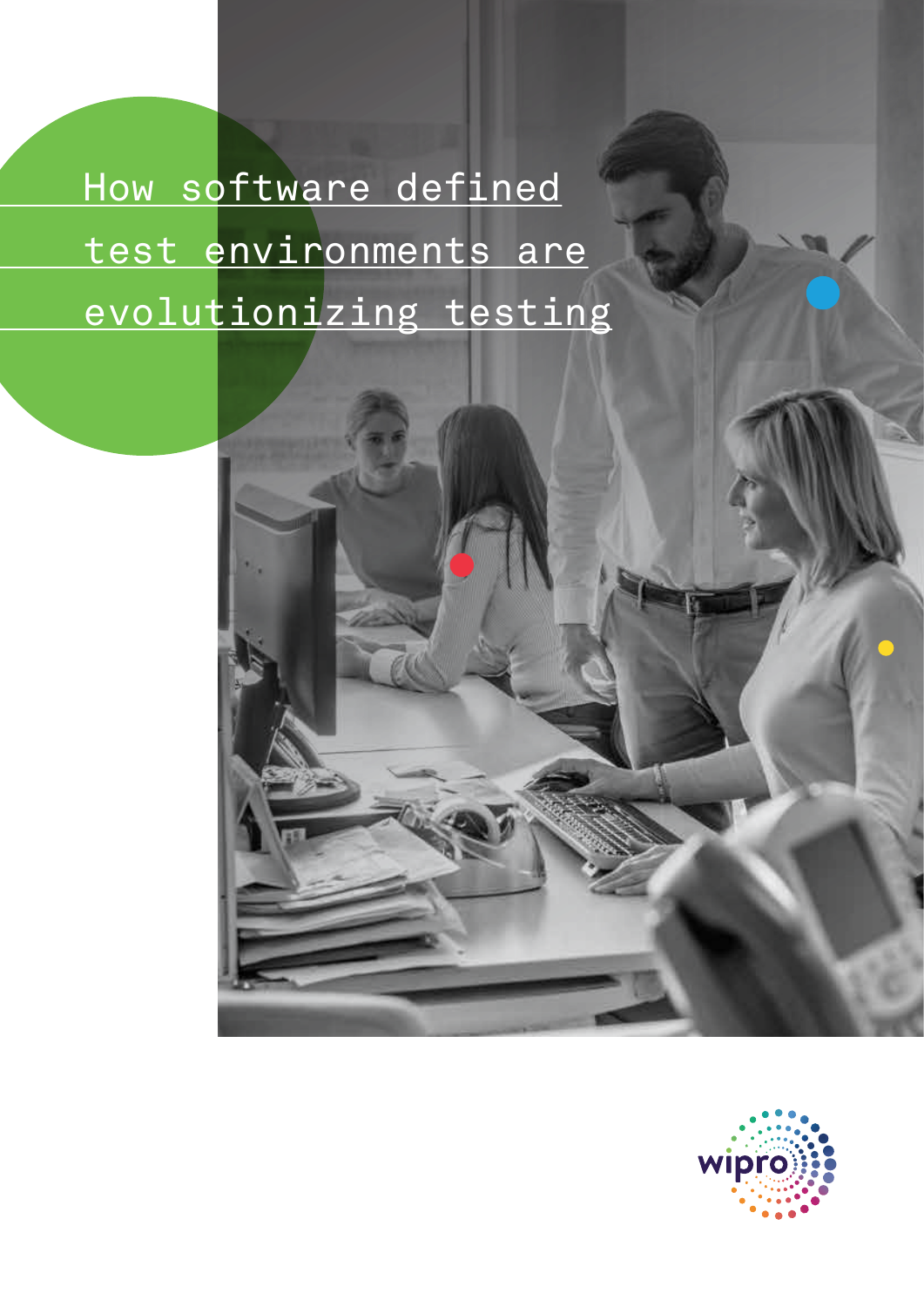# How software defined test environments are evolutionizing testing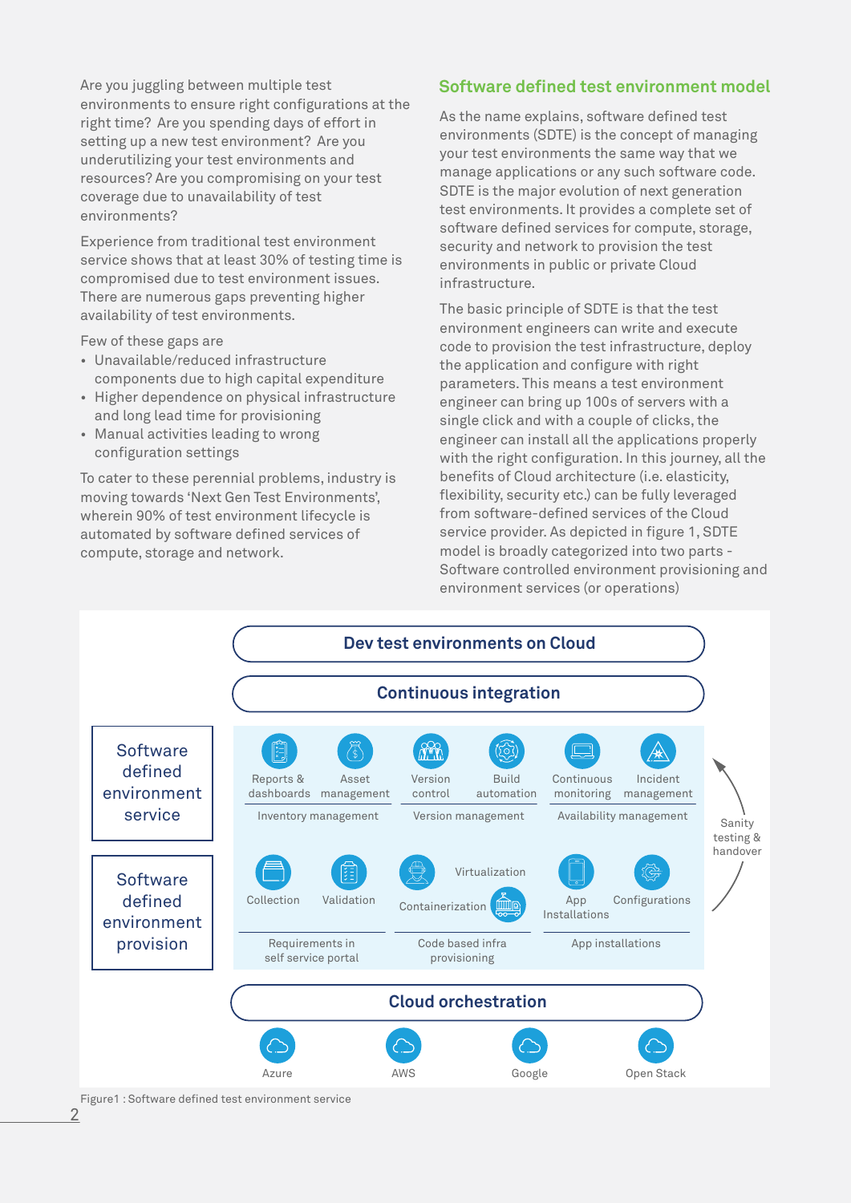Are you juggling between multiple test environments to ensure right configurations at the right time? Are you spending days of effort in setting up a new test environment? Are you underutilizing your test environments and resources? Are you compromising on your test coverage due to unavailability of test environments?

Experience from traditional test environment service shows that at least 30% of testing time is compromised due to test environment issues. There are numerous gaps preventing higher availability of test environments.

Few of these gaps are

- Unavailable/reduced infrastructure components due to high capital expenditure
- Higher dependence on physical infrastructure and long lead time for provisioning
- Manual activities leading to wrong configuration settings

To cater to these perennial problems, industry is moving towards 'Next Gen Test Environments', wherein 90% of test environment lifecycle is automated by software defined services of compute, storage and network.

## Software defined test environment model

As the name explains, software defined test environments (SDTE) is the concept of managing your test environments the same way that we manage applications or any such software code. SDTE is the major evolution of next generation test environments. It provides a complete set of software defined services for compute, storage, security and network to provision the test environments in public or private Cloud infrastructure.

The basic principle of SDTE is that the test environment engineers can write and execute code to provision the test infrastructure, deploy the application and configure with right parameters. This means a test environment engineer can bring up 100s of servers with a single click and with a couple of clicks, the engineer can install all the applications properly with the right configuration. In this journey, all the benefits of Cloud architecture (i.e. elasticity, flexibility, security etc.) can be fully leveraged from software-defined services of the Cloud service provider. As depicted in figure 1, SDTE model is broadly categorized into two parts - Software controlled environment provisioning and environment services (or operations)

Dev test environments on Cloud

Continuous integration

Software defined environment service

Reports & dashboards | Asset management | Version control | Build automation | Continuous monitoring | Incident management

Inventory management | Version management | Availability management

Software defined environment provision

Collection | Validation | Virtualization | Containerization | App Installations | Configurations

Requirements in self service portal | Code based infra provisioning | App installations

Sanity testing & handover

Cloud orchestration

Azure | AWS | Google | Open Stack

Figure1 : Software defined test environment service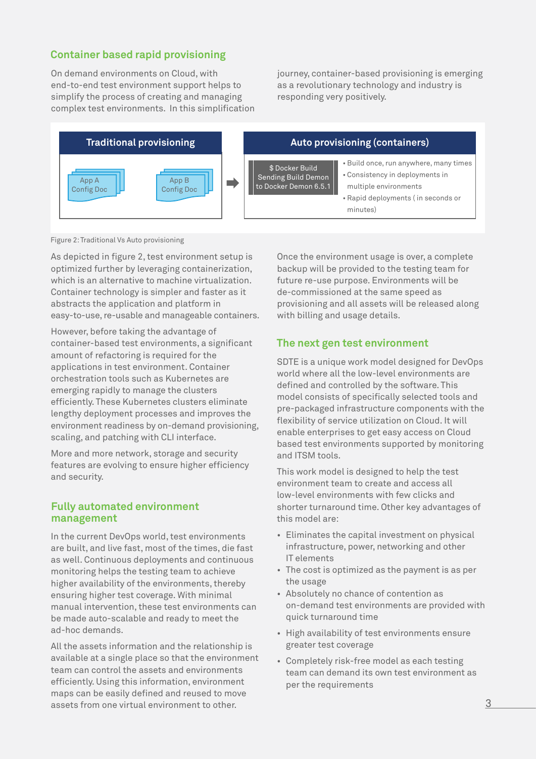## Container based rapid provisioning

On demand environments on Cloud, with end-to-end test environment support helps to simplify the process of creating and managing complex test environments. In this simplification journey, container-based provisioning is emerging as a revolutionary technology and industry is responding very positively.

**Traditional provisioning**

App A Config Doc

App B Config Doc

**Auto provisioning (containers)**

$ Docker Build Sending Build Demon to Docker Demon 6.5.1

- Build once, run anywhere, many times
- Consistency in deployments in multiple environments
- Rapid deployments ( in seconds or minutes)

Figure 2: Traditional Vs Auto provisioning

As depicted in figure 2, test environment setup is optimized further by leveraging containerization, which is an alternative to machine virtualization. Container technology is simpler and faster as it abstracts the application and platform in easy-to-use, re-usable and manageable containers.

However, before taking the advantage of container-based test environments, a significant amount of refactoring is required for the applications in test environment. Container orchestration tools such as Kubernetes are emerging rapidly to manage the clusters efficiently. These Kubernetes clusters eliminate lengthy deployment processes and improves the environment readiness by on-demand provisioning, scaling, and patching with CLI interface.

More and more network, storage and security features are evolving to ensure higher efficiency and security.

## Fully automated environment management

In the current DevOps world, test environments are built, and live fast, most of the times, die fast as well. Continuous deployments and continuous monitoring helps the testing team to achieve higher availability of the environments, thereby ensuring higher test coverage. With minimal manual intervention, these test environments can be made auto-scalable and ready to meet the ad-hoc demands.

All the assets information and the relationship is available at a single place so that the environment team can control the assets and environments efficiently. Using this information, environment maps can be easily defined and reused to move assets from one virtual environment to other.

Once the environment usage is over, a complete backup will be provided to the testing team for future re-use purpose. Environments will be de-commissioned at the same speed as provisioning and all assets will be released along with billing and usage details.

## The next gen test environment

SDTE is a unique work model designed for DevOps world where all the low-level environments are defined and controlled by the software. This model consists of specifically selected tools and pre-packaged infrastructure components with the flexibility of service utilization on Cloud. It will enable enterprises to get easy access on Cloud based test environments supported by monitoring and ITSM tools.

This work model is designed to help the test environment team to create and access all low-level environments with few clicks and shorter turnaround time. Other key advantages of this model are:

- Eliminates the capital investment on physical infrastructure, power, networking and other IT elements
- The cost is optimized as the payment is as per the usage
- Absolutely no chance of contention as on-demand test environments are provided with quick turnaround time
- High availability of test environments ensure greater test coverage
- Completely risk-free model as each testing team can demand its own test environment as per the requirements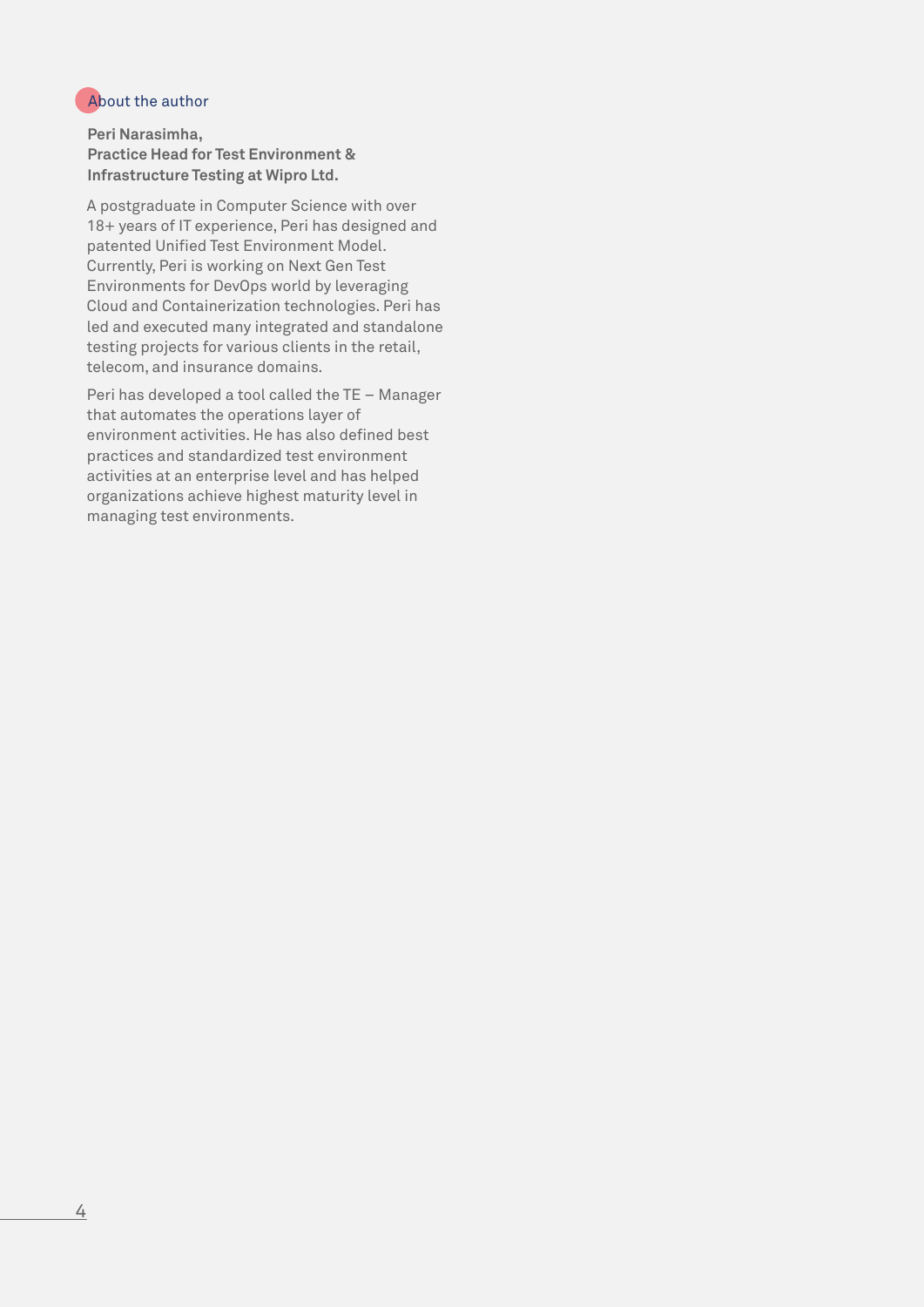## About the author

**Peri Narasimha,**
**Practice Head for Test Environment & Infrastructure Testing at Wipro Ltd.**

A postgraduate in Computer Science with over 18+ years of IT experience, Peri has designed and patented Unified Test Environment Model. Currently, Peri is working on Next Gen Test Environments for DevOps world by leveraging Cloud and Containerization technologies. Peri has led and executed many integrated and standalone testing projects for various clients in the retail, telecom, and insurance domains.

Peri has developed a tool called the TE – Manager that automates the operations layer of environment activities. He has also defined best practices and standardized test environment activities at an enterprise level and has helped organizations achieve highest maturity level in managing test environments.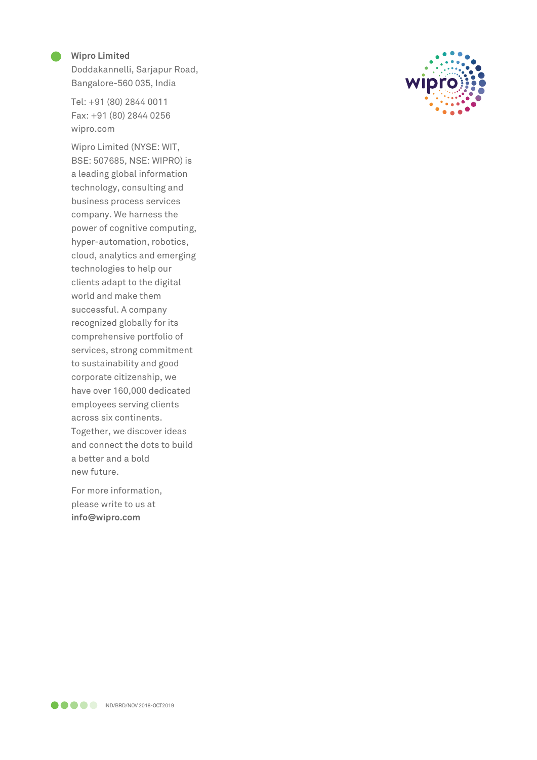**Wipro Limited**

Doddakannelli, Sarjapur Road,
Bangalore-560 035, India

Tel: +91 (80) 2844 0011
Fax: +91 (80) 2844 0256
wipro.com

Wipro Limited (NYSE: WIT, BSE: 507685, NSE: WIPRO) is a leading global information technology, consulting and business process services company. We harness the power of cognitive computing, hyper-automation, robotics, cloud, analytics and emerging technologies to help our clients adapt to the digital world and make them successful. A company recognized globally for its comprehensive portfolio of services, strong commitment to sustainability and good corporate citizenship, we have over 160,000 dedicated employees serving clients across six continents. Together, we discover ideas and connect the dots to build a better and a bold new future.

For more information, please write to us at **info@wipro.com**

IND/BRD/NOV 2018-OCT2019